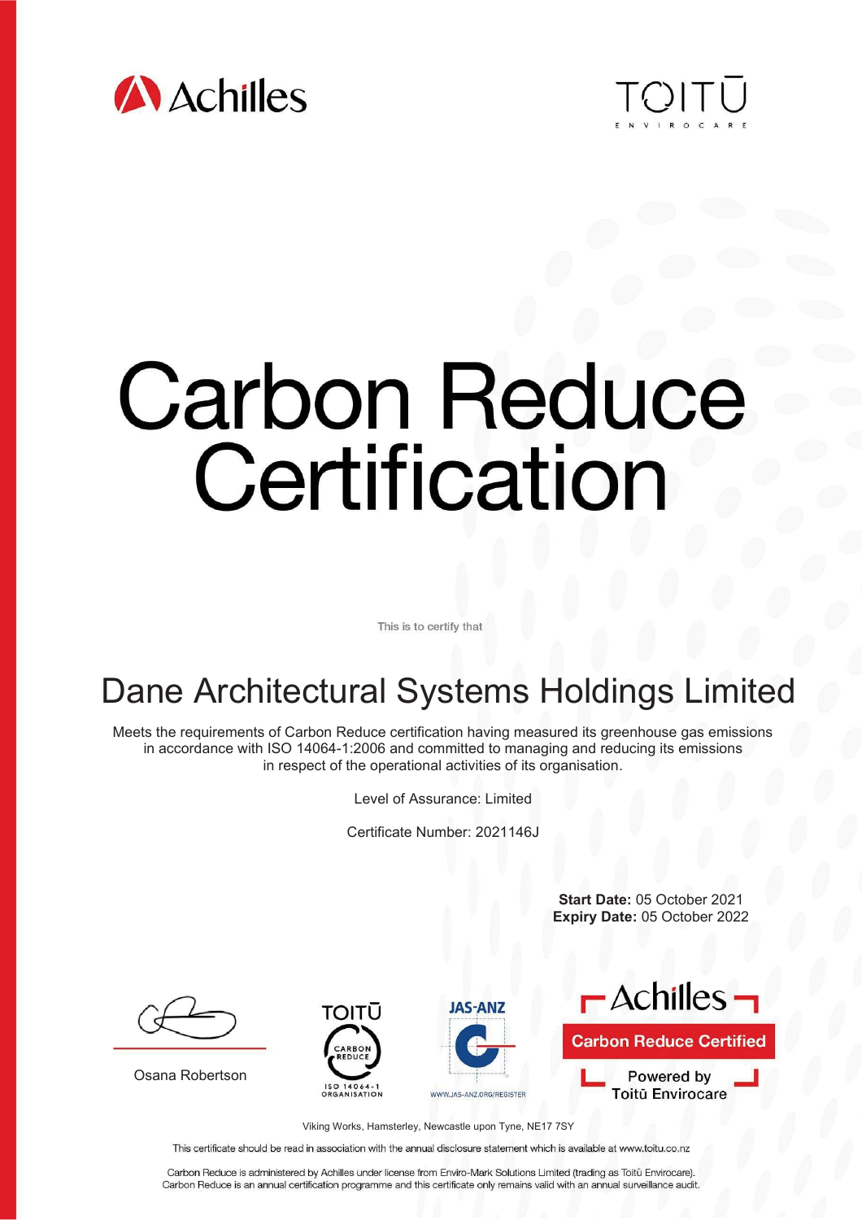Achilles

TOITŪ ENVIROCARE

# Carbon Reduce Certification

This is to certify that

## Dane Architectural Systems Holdings Limited

Meets the requirements of Carbon Reduce certification having measured its greenhouse gas emissions in accordance with ISO 14064-1:2006 and committed to managing and reducing its emissions in respect of the operational activities of its organisation.

Level of Assurance: Limited

Certificate Number: 2021146J

**Start Date:** 05 October 2021
**Expiry Date:** 05 October 2022

Osana Robertson

TOITŪ CARBON REDUCE ISO 14064-1 ORGANISATION

JAS-ANZ WWW.JAS-ANZ.ORG/REGISTER

Achilles Carbon Reduce Certified Powered by Toitū Envirocare

Viking Works, Hamsterley, Newcastle upon Tyne, NE17 7SY

This certificate should be read in association with the annual disclosure statement which is available at www.toitu.co.nz

Carbon Reduce is administered by Achilles under license from Enviro-Mark Solutions Limited (trading as Toitū Envirocare).
Carbon Reduce is an annual certification programme and this certificate only remains valid with an annual surveillance audit.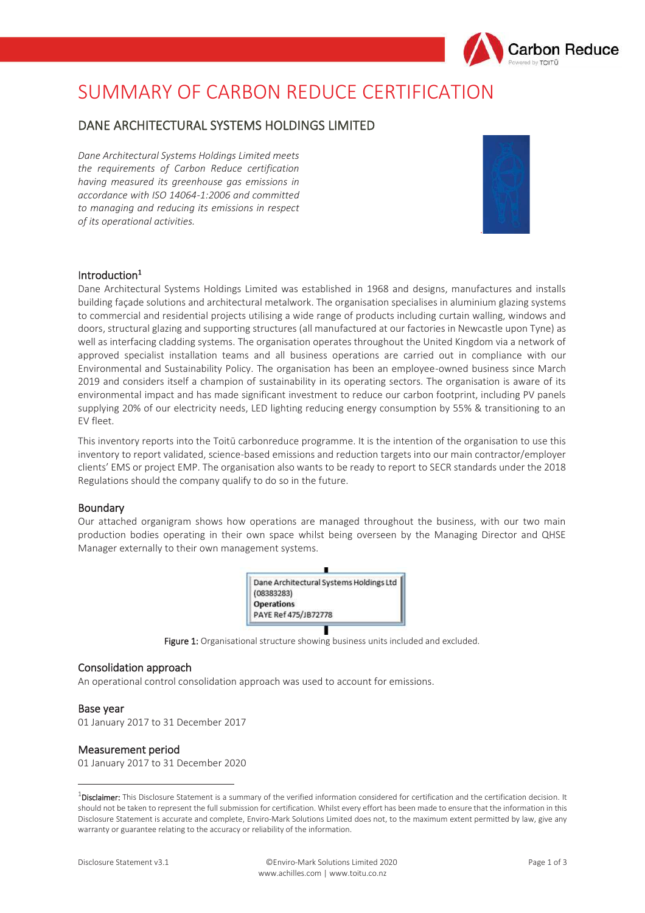# SUMMARY OF CARBON REDUCE CERTIFICATION

## DANE ARCHITECTURAL SYSTEMS HOLDINGS LIMITED

*Dane Architectural Systems Holdings Limited meets the requirements of Carbon Reduce certification having measured its greenhouse gas emissions in accordance with ISO 14064-1:2006 and committed to managing and reducing its emissions in respect of its operational activities.*

### Introduction[1]

Dane Architectural Systems Holdings Limited was established in 1968 and designs, manufactures and installs building façade solutions and architectural metalwork. The organisation specialises in aluminium glazing systems to commercial and residential projects utilising a wide range of products including curtain walling, windows and doors, structural glazing and supporting structures (all manufactured at our factories in Newcastle upon Tyne) as well as interfacing cladding systems. The organisation operates throughout the United Kingdom via a network of approved specialist installation teams and all business operations are carried out in compliance with our Environmental and Sustainability Policy. The organisation has been an employee-owned business since March 2019 and considers itself a champion of sustainability in its operating sectors. The organisation is aware of its environmental impact and has made significant investment to reduce our carbon footprint, including PV panels supplying 20% of our electricity needs, LED lighting reducing energy consumption by 55% & transitioning to an EV fleet.

This inventory reports into the Toitū carbonreduce programme. It is the intention of the organisation to use this inventory to report validated, science-based emissions and reduction targets into our main contractor/employer clients' EMS or project EMP. The organisation also wants to be ready to report to SECR standards under the 2018 Regulations should the company qualify to do so in the future.

### Boundary

Our attached organigram shows how operations are managed throughout the business, with our two main production bodies operating in their own space whilst being overseen by the Managing Director and QHSE Manager externally to their own management systems.

Dane Architectural Systems Holdings Ltd
(08383283)
**Operations**
PAYE Ref 475/JB72778

**Figure 1:** Organisational structure showing business units included and excluded.

### Consolidation approach

An operational control consolidation approach was used to account for emissions.

### Base year

01 January 2017 to 31 December 2017

### Measurement period

01 January 2017 to 31 December 2020

---

[1] **Disclaimer:** This Disclosure Statement is a summary of the verified information considered for certification and the certification decision. It should not be taken to represent the full submission for certification. Whilst every effort has been made to ensure that the information in this Disclosure Statement is accurate and complete, Enviro-Mark Solutions Limited does not, to the maximum extent permitted by law, give any warranty or guarantee relating to the accuracy or reliability of the information.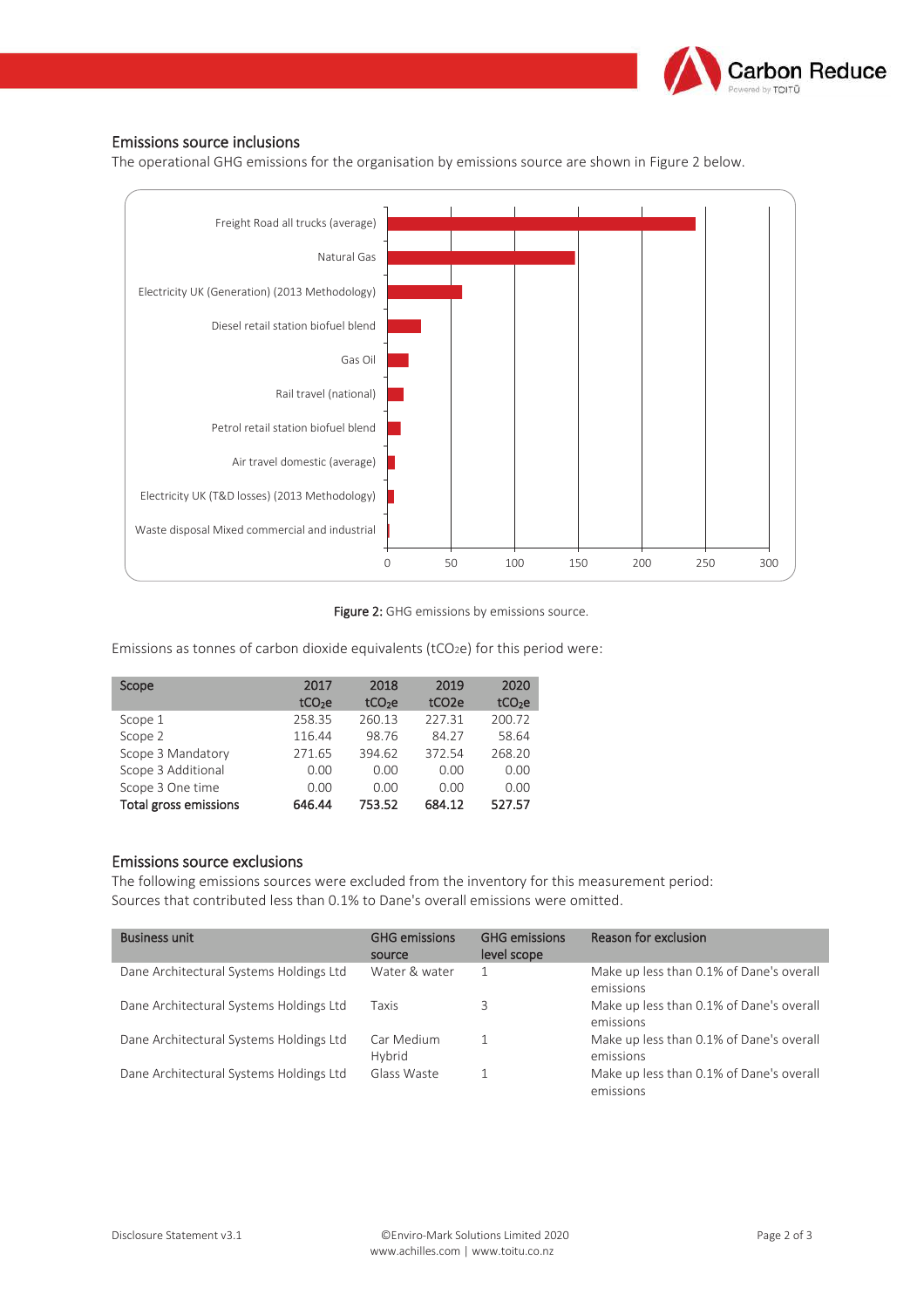## Emissions source inclusions

The operational GHG emissions for the organisation by emissions source are shown in Figure 2 below.

Freight Road all trucks (average)
Natural Gas
Electricity UK (Generation) (2013 Methodology)
Diesel retail station biofuel blend
Gas Oil
Rail travel (national)
Petrol retail station biofuel blend
Air travel domestic (average)
Electricity UK (T&D losses) (2013 Methodology)
Waste disposal Mixed commercial and industrial

0 50 100 150 200 250 300

**Figure 2:** GHG emissions by emissions source.

Emissions as tonnes of carbon dioxide equivalents ($tCO_2e$) for this period were:

| Scope | 2017 $tCO_2e$ | 2018 $tCO_2e$ | 2019 tCO2e | 2020 $tCO_2e$ |
|---|---|---|---|---|
| Scope 1 | 258.35 | 260.13 | 227.31 | 200.72 |
| Scope 2 | 116.44 | 98.76 | 84.27 | 58.64 |
| Scope 3 Mandatory | 271.65 | 394.62 | 372.54 | 268.20 |
| Scope 3 Additional | 0.00 | 0.00 | 0.00 | 0.00 |
| Scope 3 One time | 0.00 | 0.00 | 0.00 | 0.00 |
| **Total gross emissions** | **646.44** | **753.52** | **684.12** | **527.57** |

## Emissions source exclusions

The following emissions sources were excluded from the inventory for this measurement period:
Sources that contributed less than 0.1% to Dane's overall emissions were omitted.

| Business unit | GHG emissions source | GHG emissions level scope | Reason for exclusion |
|---|---|---|---|
| Dane Architectural Systems Holdings Ltd | Water & water | 1 | Make up less than 0.1% of Dane's overall emissions |
| Dane Architectural Systems Holdings Ltd | Taxis | 3 | Make up less than 0.1% of Dane's overall emissions |
| Dane Architectural Systems Holdings Ltd | Car Medium Hybrid | 1 | Make up less than 0.1% of Dane's overall emissions |
| Dane Architectural Systems Holdings Ltd | Glass Waste | 1 | Make up less than 0.1% of Dane's overall emissions |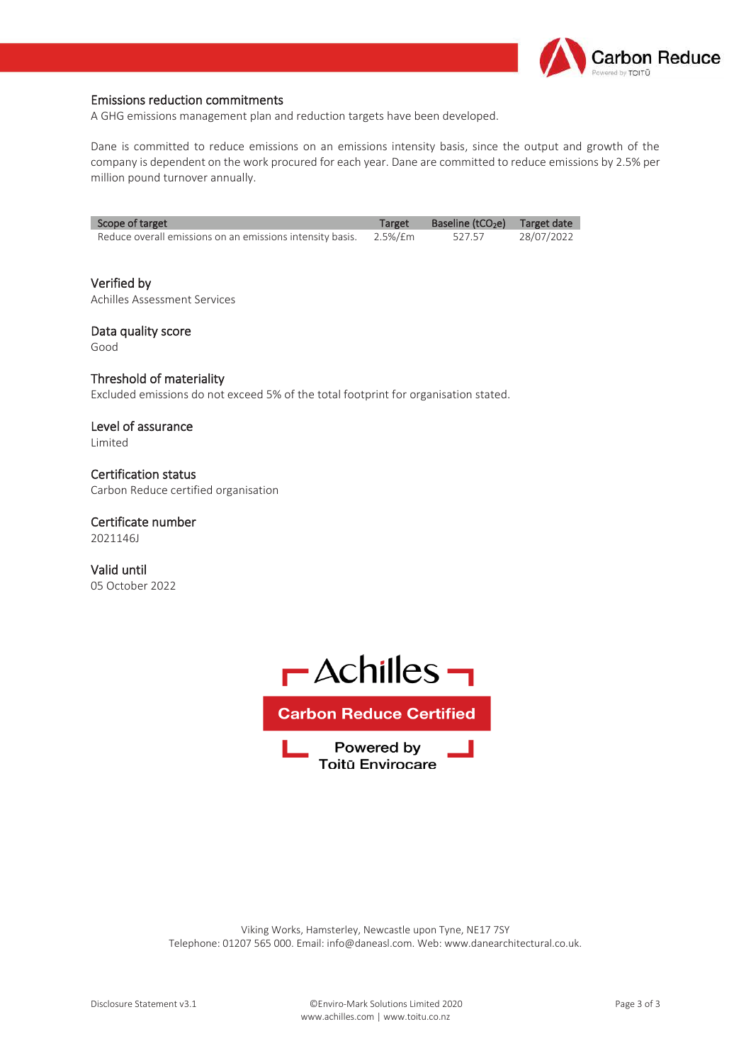## Emissions reduction commitments

A GHG emissions management plan and reduction targets have been developed.

Dane is committed to reduce emissions on an emissions intensity basis, since the output and growth of the company is dependent on the work procured for each year. Dane are committed to reduce emissions by 2.5% per million pound turnover annually.

| Scope of target | Target | Baseline ($tCO_2e$) | Target date |
|---|---|---|---|
| Reduce overall emissions on an emissions intensity basis. | 2.5%/£m | 527.57 | 28/07/2022 |

## Verified by

Achilles Assessment Services

## Data quality score

Good

## Threshold of materiality

Excluded emissions do not exceed 5% of the total footprint for organisation stated.

## Level of assurance

Limited

## Certification status

Carbon Reduce certified organisation

## Certificate number

2021146J

## Valid until

05 October 2022

Achilles

Carbon Reduce Certified

Powered by
Toitū Envirocare

Viking Works, Hamsterley, Newcastle upon Tyne, NE17 7SY
Telephone: 01207 565 000. Email: info@daneasl.com. Web: www.danearchitectural.co.uk.

Disclosure Statement v3.1

©Enviro-Mark Solutions Limited 2020
www.achilles.com | www.toitu.co.nz